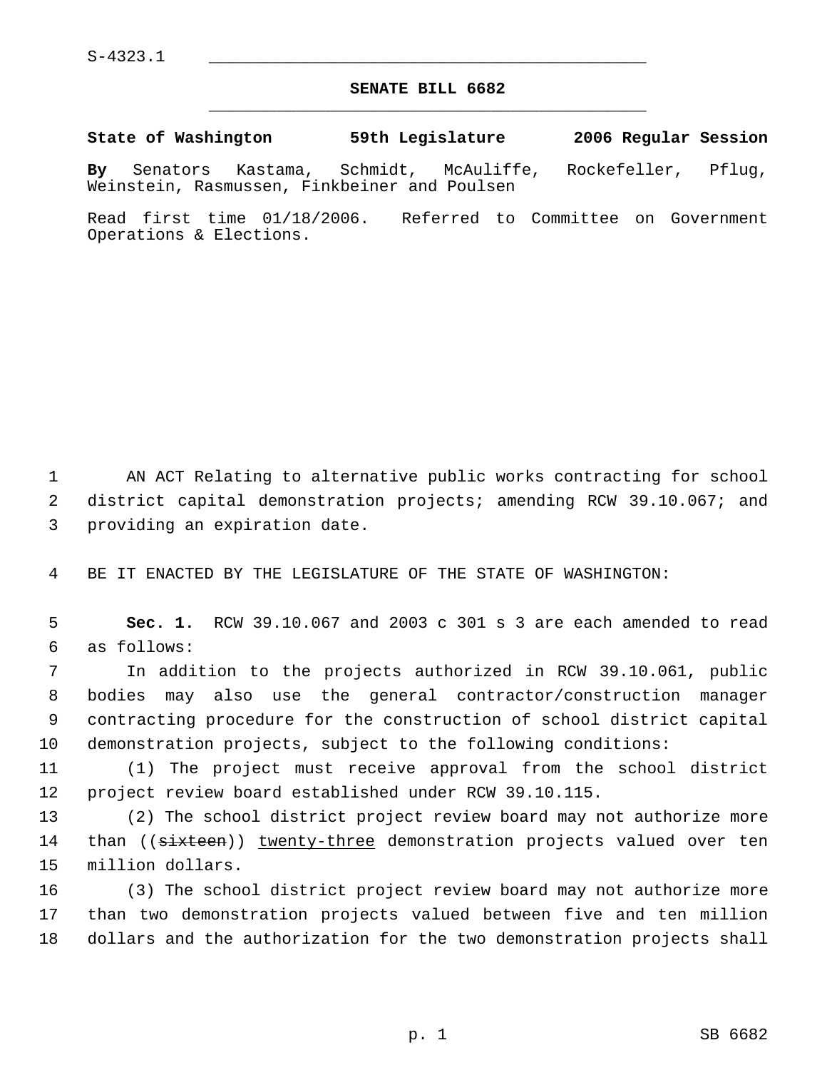S-4323.1

# SENATE BILL 6682

**State of Washington 59th Legislature 2006 Regular Session**

**By** Senators Kastama, Schmidt, McAuliffe, Rockefeller, Pflug, Weinstein, Rasmussen, Finkbeiner and Poulsen

Read first time 01/18/2006. Referred to Committee on Government Operations & Elections.

AN ACT Relating to alternative public works contracting for school district capital demonstration projects; amending RCW 39.10.067; and providing an expiration date.

BE IT ENACTED BY THE LEGISLATURE OF THE STATE OF WASHINGTON:

**Sec. 1.** RCW 39.10.067 and 2003 c 301 s 3 are each amended to read as follows:

In addition to the projects authorized in RCW 39.10.061, public bodies may also use the general contractor/construction manager contracting procedure for the construction of school district capital demonstration projects, subject to the following conditions:

(1) The project must receive approval from the school district project review board established under RCW 39.10.115.

(2) The school district project review board may not authorize more than ((~~sixteen~~)) <u>twenty-three</u> demonstration projects valued over ten million dollars.

(3) The school district project review board may not authorize more than two demonstration projects valued between five and ten million dollars and the authorization for the two demonstration projects shall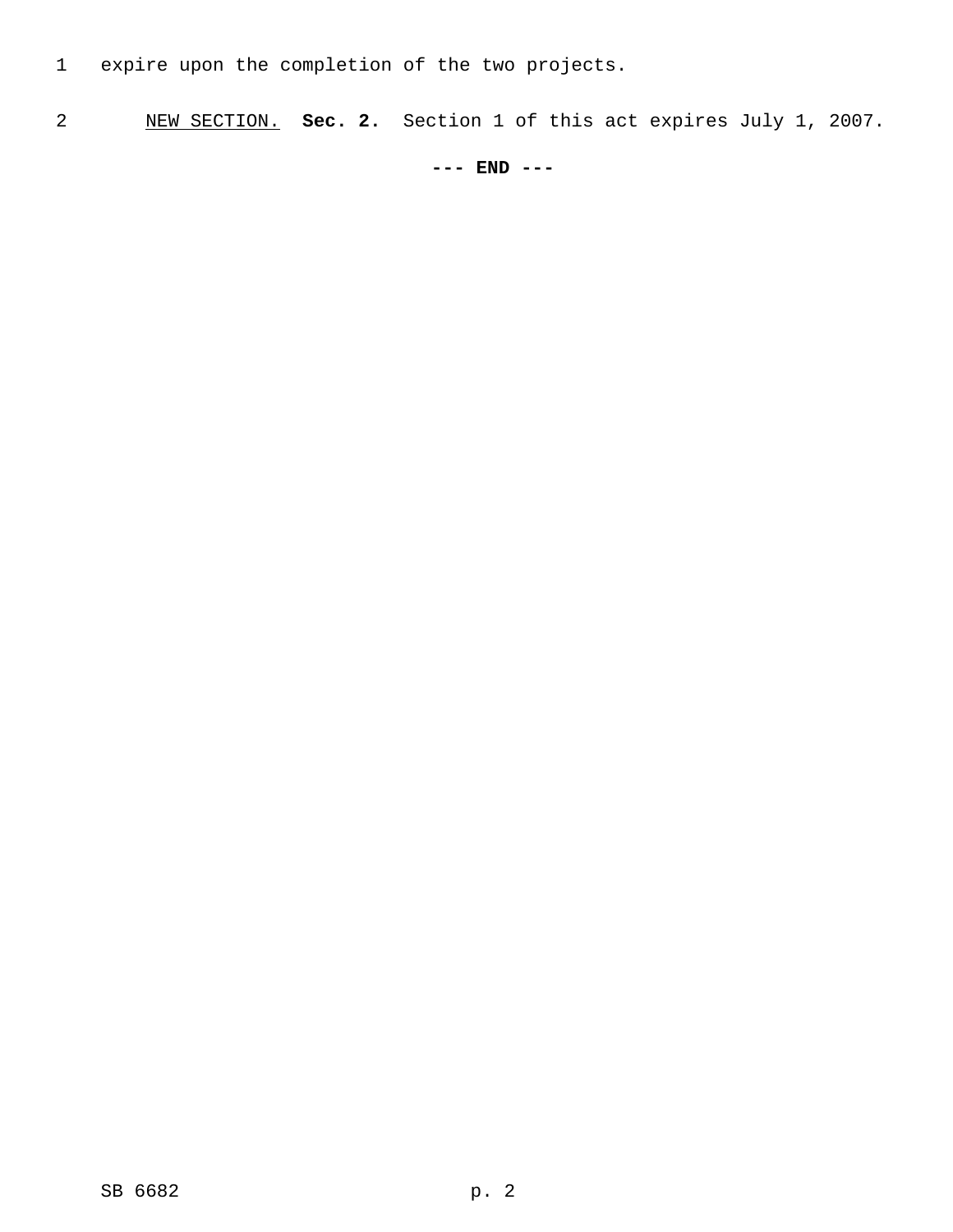expire upon the completion of the two projects.

<u>NEW SECTION.</u> **Sec. 2.** Section 1 of this act expires July 1, 2007.

**--- END ---**